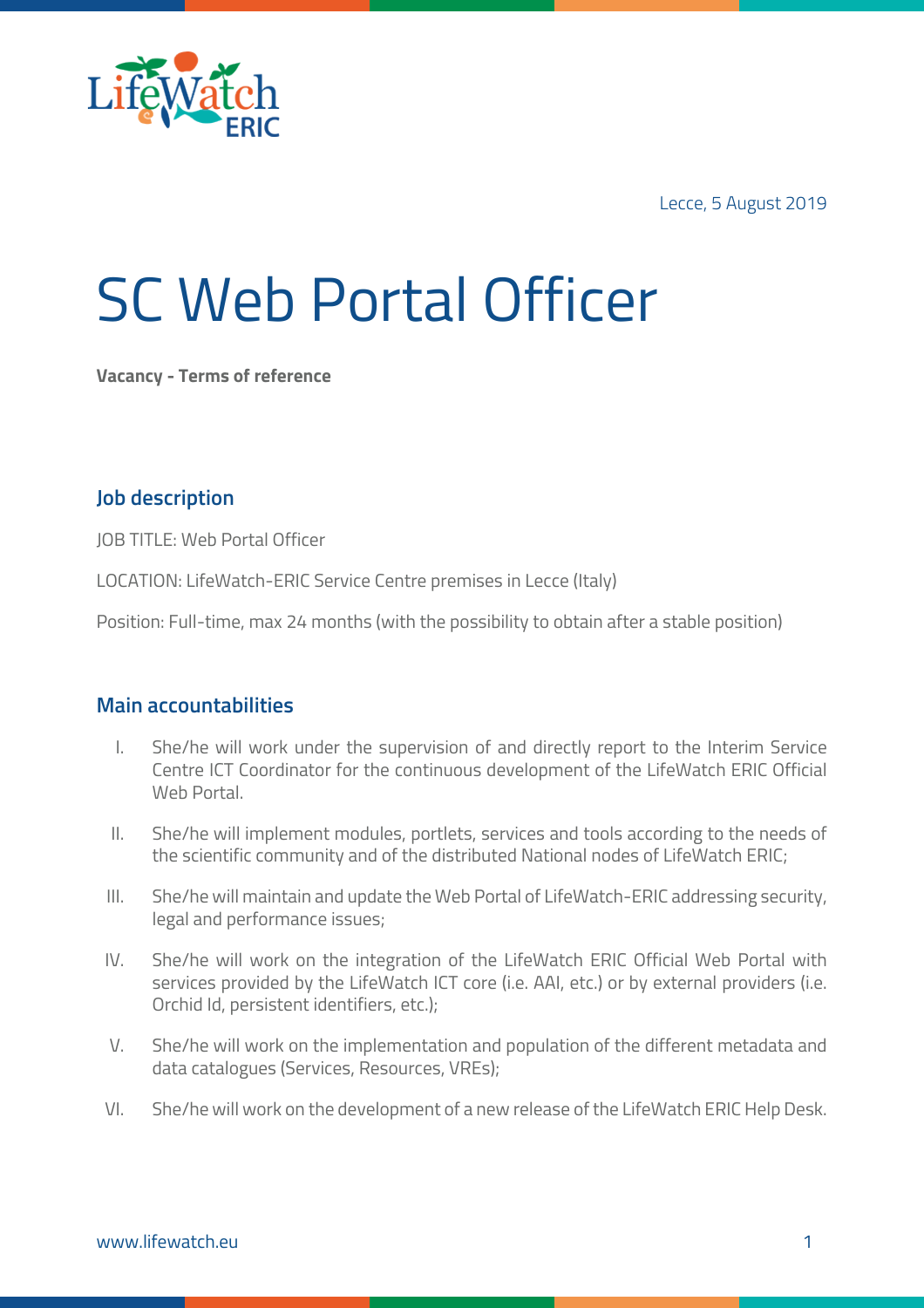Lecce, 5 August 2019

# SC Web Portal Officer

**Vacancy - Terms of reference**

## Job description

JOB TITLE: Web Portal Officer

LOCATION: LifeWatch-ERIC Service Centre premises in Lecce (Italy)

Position: Full-time, max 24 months (with the possibility to obtain after a stable position)

## Main accountabilities

I. She/he will work under the supervision of and directly report to the Interim Service Centre ICT Coordinator for the continuous development of the LifeWatch ERIC Official Web Portal.

II. She/he will implement modules, portlets, services and tools according to the needs of the scientific community and of the distributed National nodes of LifeWatch ERIC;

III. She/he will maintain and update the Web Portal of LifeWatch-ERIC addressing security, legal and performance issues;

IV. She/he will work on the integration of the LifeWatch ERIC Official Web Portal with services provided by the LifeWatch ICT core (i.e. AAI, etc.) or by external providers (i.e. Orchid Id, persistent identifiers, etc.);

V. She/he will work on the implementation and population of the different metadata and data catalogues (Services, Resources, VREs);

VI. She/he will work on the development of a new release of the LifeWatch ERIC Help Desk.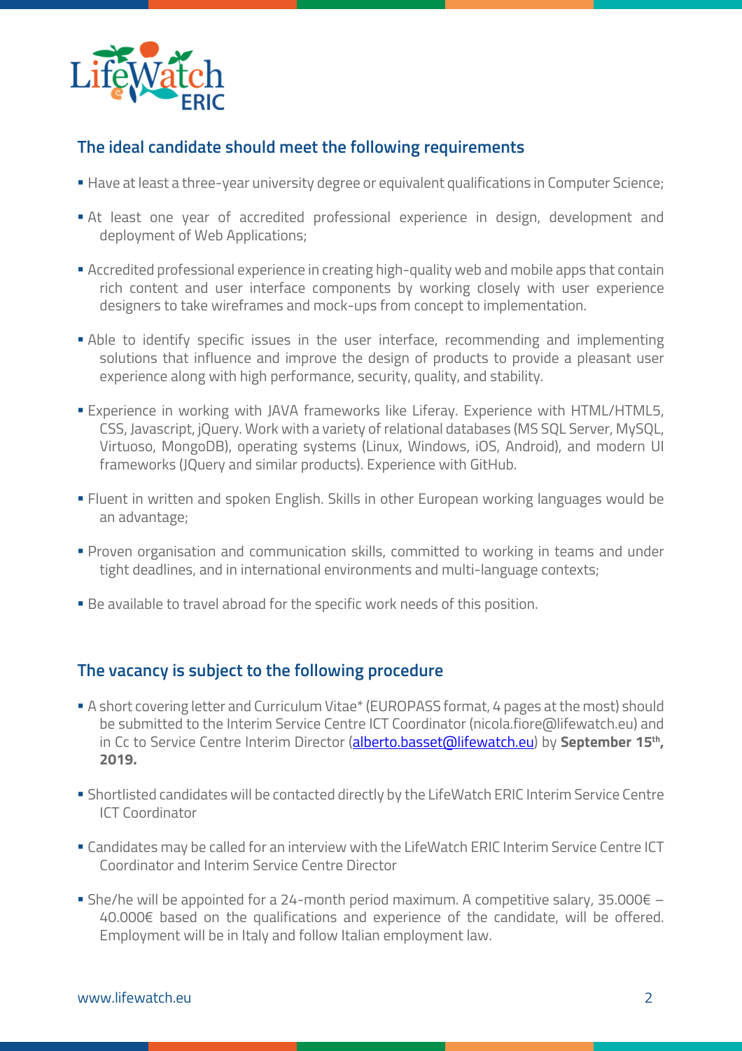## The ideal candidate should meet the following requirements

- Have at least a three-year university degree or equivalent qualifications in Computer Science;
- At least one year of accredited professional experience in design, development and deployment of Web Applications;
- Accredited professional experience in creating high-quality web and mobile apps that contain rich content and user interface components by working closely with user experience designers to take wireframes and mock-ups from concept to implementation.
- Able to identify specific issues in the user interface, recommending and implementing solutions that influence and improve the design of products to provide a pleasant user experience along with high performance, security, quality, and stability.
- Experience in working with JAVA frameworks like Liferay. Experience with HTML/HTML5, CSS, Javascript, jQuery. Work with a variety of relational databases (MS SQL Server, MySQL, Virtuoso, MongoDB), operating systems (Linux, Windows, iOS, Android), and modern UI frameworks (JQuery and similar products). Experience with GitHub.
- Fluent in written and spoken English. Skills in other European working languages would be an advantage;
- Proven organisation and communication skills, committed to working in teams and under tight deadlines, and in international environments and multi-language contexts;
- Be available to travel abroad for the specific work needs of this position.

## The vacancy is subject to the following procedure

- A short covering letter and Curriculum Vitae* (EUROPASS format, 4 pages at the most) should be submitted to the Interim Service Centre ICT Coordinator (nicola.fiore@lifewatch.eu) and in Cc to Service Centre Interim Director (alberto.basset@lifewatch.eu) by **September 15th, 2019.**
- Shortlisted candidates will be contacted directly by the LifeWatch ERIC Interim Service Centre ICT Coordinator
- Candidates may be called for an interview with the LifeWatch ERIC Interim Service Centre ICT Coordinator and Interim Service Centre Director
- She/he will be appointed for a 24-month period maximum. A competitive salary, 35.000€ – 40.000€ based on the qualifications and experience of the candidate, will be offered. Employment will be in Italy and follow Italian employment law.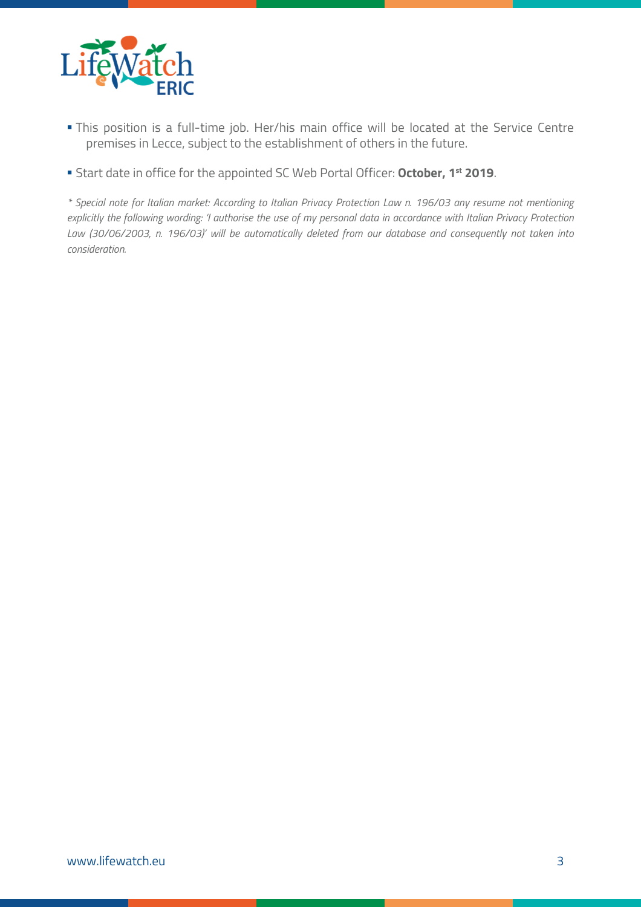- This position is a full-time job. Her/his main office will be located at the Service Centre premises in Lecce, subject to the establishment of others in the future.
- Start date in office for the appointed SC Web Portal Officer: **October, 1st 2019**.

*\* Special note for Italian market: According to Italian Privacy Protection Law n. 196/03 any resume not mentioning explicitly the following wording: 'I authorise the use of my personal data in accordance with Italian Privacy Protection Law (30/06/2003, n. 196/03)' will be automatically deleted from our database and consequently not taken into consideration.*